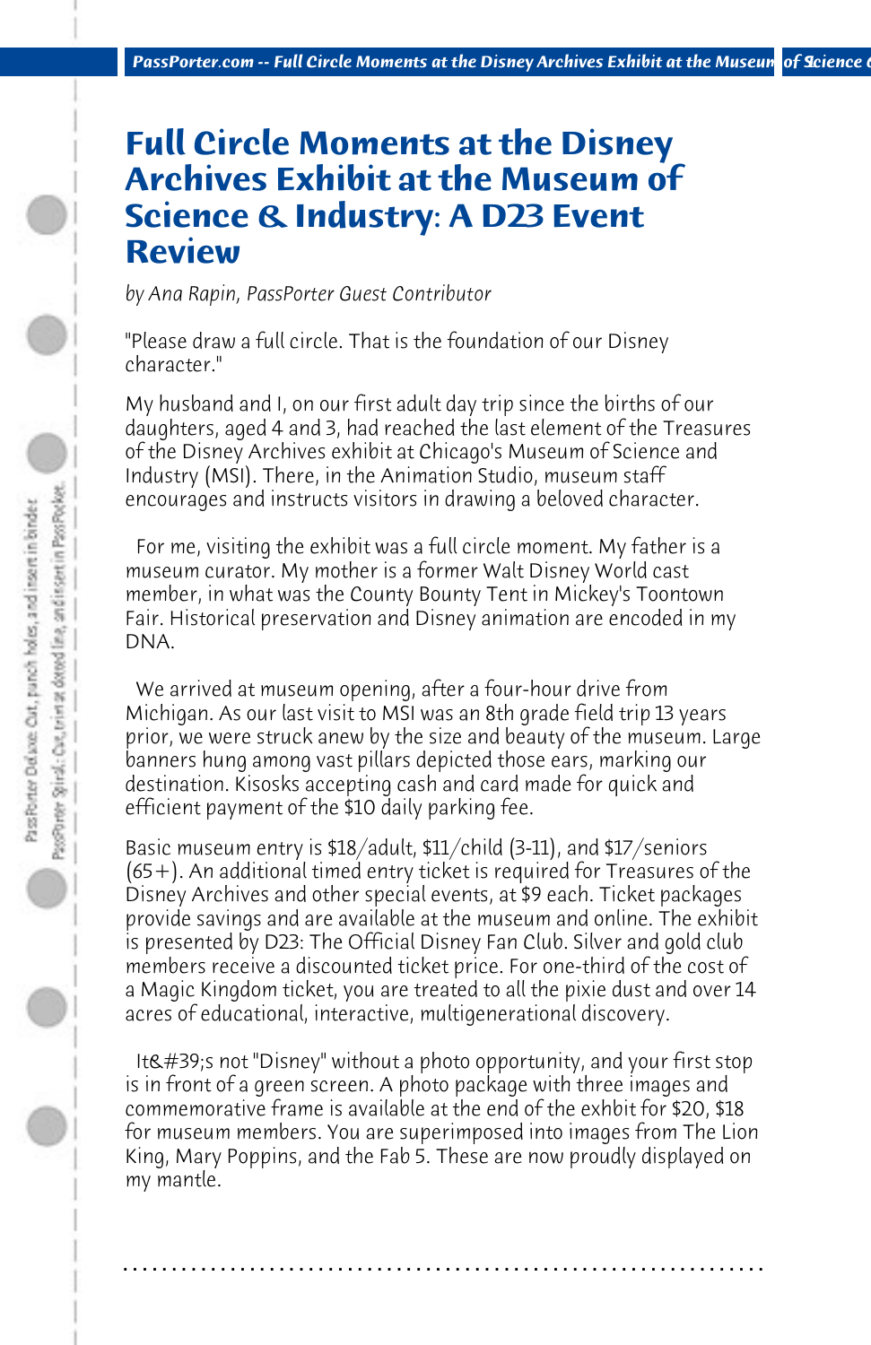# Full Circle Moments at the Disney Archives Exhibit at the Museum of Science & Industry: A D23 Event Review

*by Ana Rapin, PassPorter Guest Contributor*

"Please draw a full circle. That is the foundation of our Disney character."

My husband and I, on our first adult day trip since the births of our daughters, aged 4 and 3, had reached the last element of the Treasures of the Disney Archives exhibit at Chicago's Museum of Science and Industry (MSI). There, in the Animation Studio, museum staff encourages and instructs visitors in drawing a beloved character.

For me, visiting the exhibit was a full circle moment. My father is a museum curator. My mother is a former Walt Disney World cast member, in what was the County Bounty Tent in Mickey's Toontown Fair. Historical preservation and Disney animation are encoded in my DNA.

We arrived at museum opening, after a four-hour drive from Michigan. As our last visit to MSI was an 8th grade field trip 13 years prior, we were struck anew by the size and beauty of the museum. Large banners hung among vast pillars depicted those ears, marking our destination. Kisosks accepting cash and card made for quick and efficient payment of the $10 daily parking fee.

Basic museum entry is $18/adult, $11/child (3-11), and $17/seniors (65+). An additional timed entry ticket is required for Treasures of the Disney Archives and other special events, at $9 each. Ticket packages provide savings and are available at the museum and online. The exhibit is presented by D23: The Official Disney Fan Club. Silver and gold club members receive a discounted ticket price. For one-third of the cost of a Magic Kingdom ticket, you are treated to all the pixie dust and over 14 acres of educational, interactive, multigenerational discovery.

It&#39;s not "Disney" without a photo opportunity, and your first stop is in front of a green screen. A photo package with three images and commemorative frame is available at the end of the exhibt for $20, $18 for museum members. You are superimposed into images from The Lion King, Mary Poppins, and the Fab 5. These are now proudly displayed on my mantle.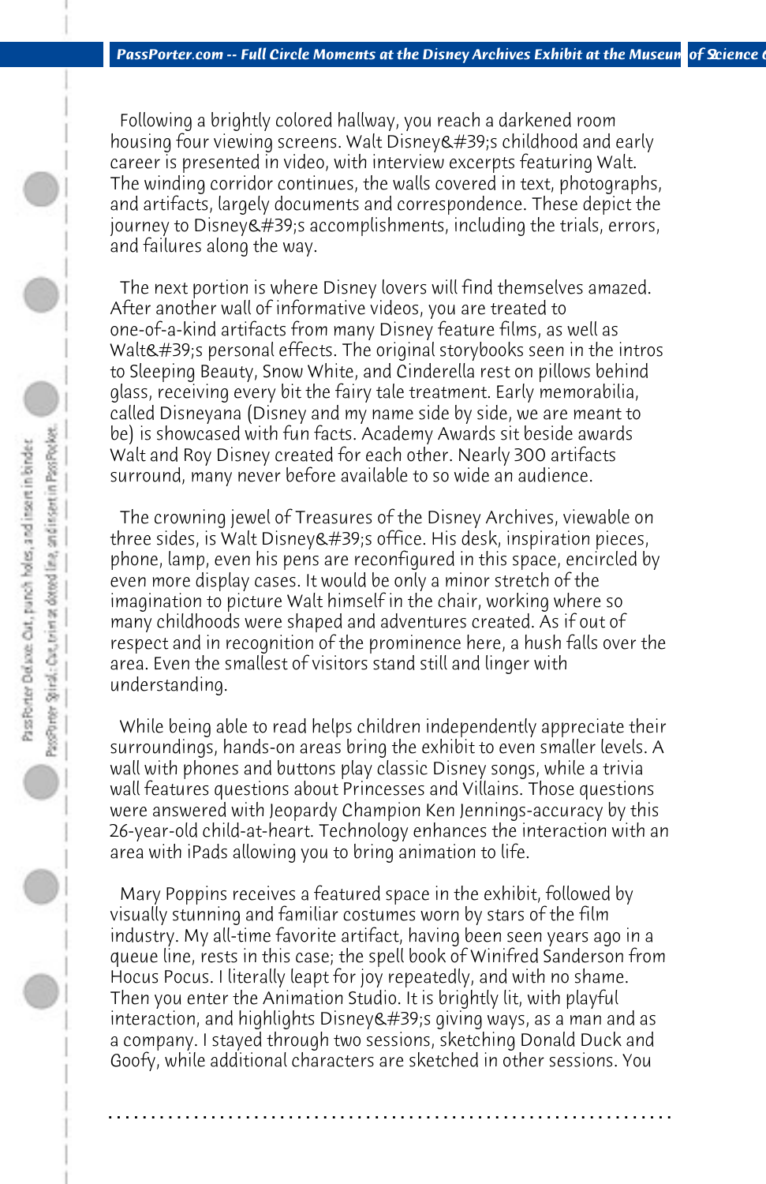Following a brightly colored hallway, you reach a darkened room housing four viewing screens. Walt Disney&#39;s childhood and early career is presented in video, with interview excerpts featuring Walt. The winding corridor continues, the walls covered in text, photographs, and artifacts, largely documents and correspondence. These depict the journey to Disney&#39;s accomplishments, including the trials, errors, and failures along the way.

The next portion is where Disney lovers will find themselves amazed. After another wall of informative videos, you are treated to one-of-a-kind artifacts from many Disney feature films, as well as Walt&#39;s personal effects. The original storybooks seen in the intros to Sleeping Beauty, Snow White, and Cinderella rest on pillows behind glass, receiving every bit the fairy tale treatment. Early memorabilia, called Disneyana (Disney and my name side by side, we are meant to be) is showcased with fun facts. Academy Awards sit beside awards Walt and Roy Disney created for each other. Nearly 300 artifacts surround, many never before available to so wide an audience.

The crowning jewel of Treasures of the Disney Archives, viewable on three sides, is Walt Disney&#39;s office. His desk, inspiration pieces, phone, lamp, even his pens are reconfigured in this space, encircled by even more display cases. It would be only a minor stretch of the imagination to picture Walt himself in the chair, working where so many childhoods were shaped and adventures created. As if out of respect and in recognition of the prominence here, a hush falls over the area. Even the smallest of visitors stand still and linger with understanding.

While being able to read helps children independently appreciate their surroundings, hands-on areas bring the exhibit to even smaller levels. A wall with phones and buttons play classic Disney songs, while a trivia wall features questions about Princesses and Villains. Those questions were answered with Jeopardy Champion Ken Jennings-accuracy by this 26-year-old child-at-heart. Technology enhances the interaction with an area with iPads allowing you to bring animation to life.

Mary Poppins receives a featured space in the exhibit, followed by visually stunning and familiar costumes worn by stars of the film industry. My all-time favorite artifact, having been seen years ago in a queue line, rests in this case; the spell book of Winifred Sanderson from Hocus Pocus. I literally leapt for joy repeatedly, and with no shame. Then you enter the Animation Studio. It is brightly lit, with playful interaction, and highlights Disney&#39;s giving ways, as a man and as a company. I stayed through two sessions, sketching Donald Duck and Goofy, while additional characters are sketched in other sessions. You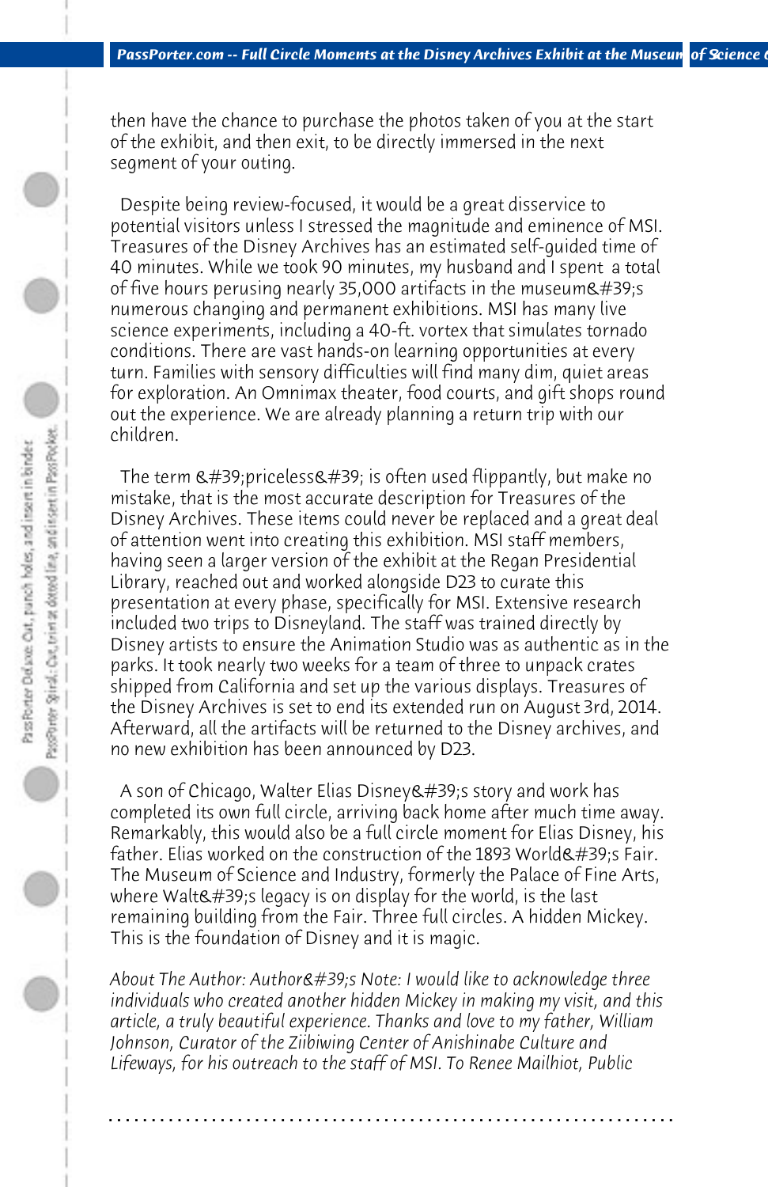then have the chance to purchase the photos taken of you at the start of the exhibit, and then exit, to be directly immersed in the next segment of your outing.

Despite being review-focused, it would be a great disservice to potential visitors unless I stressed the magnitude and eminence of MSI. Treasures of the Disney Archives has an estimated self-guided time of 40 minutes. While we took 90 minutes, my husband and I spent a total of five hours perusing nearly 35,000 artifacts in the museum&#39;s numerous changing and permanent exhibitions. MSI has many live science experiments, including a 40-ft. vortex that simulates tornado conditions. There are vast hands-on learning opportunities at every turn. Families with sensory difficulties will find many dim, quiet areas for exploration. An Omnimax theater, food courts, and gift shops round out the experience. We are already planning a return trip with our children.

The term &#39;priceless&#39; is often used flippantly, but make no mistake, that is the most accurate description for Treasures of the Disney Archives. These items could never be replaced and a great deal of attention went into creating this exhibition. MSI staff members, having seen a larger version of the exhibit at the Regan Presidential Library, reached out and worked alongside D23 to curate this presentation at every phase, specifically for MSI. Extensive research included two trips to Disneyland. The staff was trained directly by Disney artists to ensure the Animation Studio was as authentic as in the parks. It took nearly two weeks for a team of three to unpack crates shipped from California and set up the various displays. Treasures of the Disney Archives is set to end its extended run on August 3rd, 2014. Afterward, all the artifacts will be returned to the Disney archives, and no new exhibition has been announced by D23.

A son of Chicago, Walter Elias Disney&#39;s story and work has completed its own full circle, arriving back home after much time away. Remarkably, this would also be a full circle moment for Elias Disney, his father. Elias worked on the construction of the 1893 World&#39;s Fair. The Museum of Science and Industry, formerly the Palace of Fine Arts, where Walt&#39;s legacy is on display for the world, is the last remaining building from the Fair. Three full circles. A hidden Mickey. This is the foundation of Disney and it is magic.

*About The Author: Author&#39;s Note: I would like to acknowledge three individuals who created another hidden Mickey in making my visit, and this article, a truly beautiful experience. Thanks and love to my father, William Johnson, Curator of the Ziibiwing Center of Anishinabe Culture and Lifeways, for his outreach to the staff of MSI. To Renee Mailhiot, Public*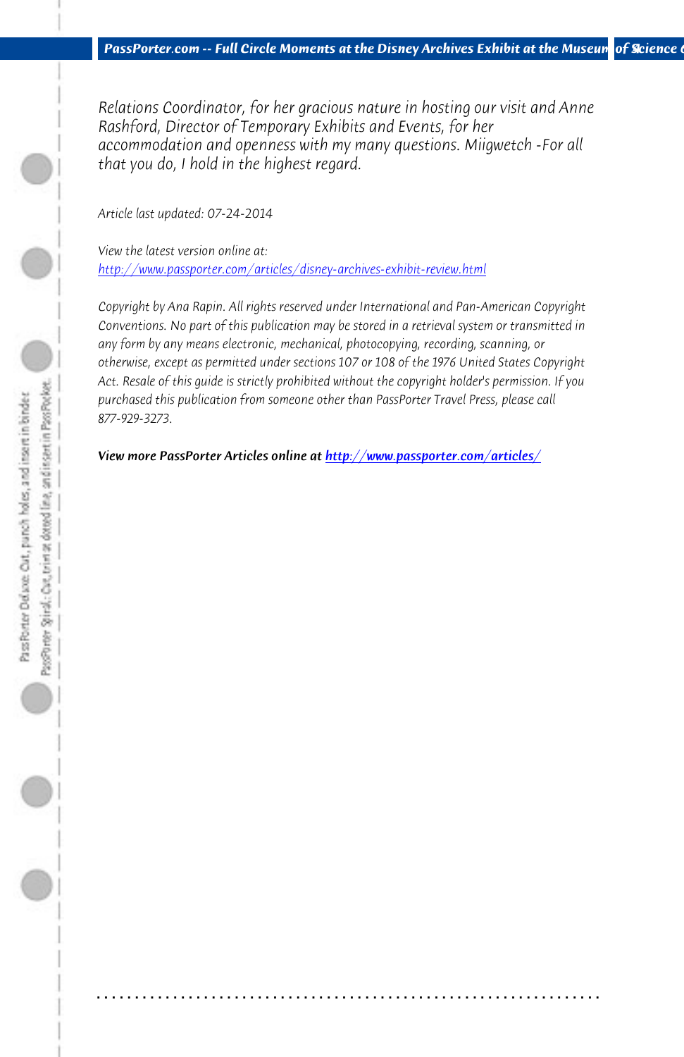Relations Coordinator, for her gracious nature in hosting our visit and Anne Rashford, Director of Temporary Exhibits and Events, for her accommodation and openness with my many questions. Miigwetch -For all that you do, I hold in the highest regard.

*Article last updated: 07-24-2014*

*View the latest version online at:*
*[http://www.passporter.com/articles/disney-archives-exhibit-review.html](http://www.passporter.com/articles/disney-archives-exhibit-review.html)*

*Copyright by Ana Rapin. All rights reserved under International and Pan-American Copyright Conventions. No part of this publication may be stored in a retrieval system or transmitted in any form by any means electronic, mechanical, photocopying, recording, scanning, or otherwise, except as permitted under sections 107 or 108 of the 1976 United States Copyright Act. Resale of this guide is strictly prohibited without the copyright holder's permission. If you purchased this publication from someone other than PassPorter Travel Press, please call 877-929-3273.*

**View more PassPorter Articles online at [http://www.passporter.com/articles/](http://www.passporter.com/articles/)**